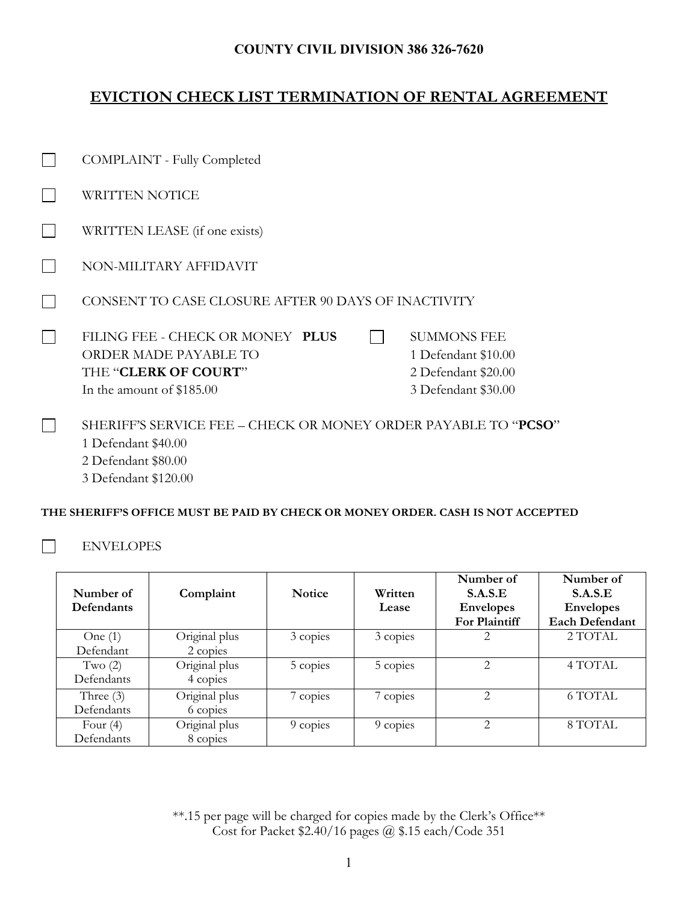**COUNTY CIVIL DIVISION 386 326-7620**

## EVICTION CHECK LIST TERMINATION OF RENTAL AGREEMENT

- ☐ COMPLAINT - Fully Completed
- ☐ WRITTEN NOTICE
- ☐ WRITTEN LEASE (if one exists)
- ☐ NON-MILITARY AFFIDAVIT
- ☐ CONSENT TO CASE CLOSURE AFTER 90 DAYS OF INACTIVITY
- ☐ FILING FEE - CHECK OR MONEY ORDER MADE PAYABLE TO THE "**CLERK OF COURT**" In the amount of $185.00 **PLUS**
- ☐ SUMMONS FEE
  - 1 Defendant $10.00
  - 2 Defendant $20.00
  - 3 Defendant $30.00
- ☐ SHERIFF'S SERVICE FEE – CHECK OR MONEY ORDER PAYABLE TO "**PCSO**"
  - 1 Defendant $40.00
  - 2 Defendant $80.00
  - 3 Defendant $120.00

**THE SHERIFF'S OFFICE MUST BE PAID BY CHECK OR MONEY ORDER. CASH IS NOT ACCEPTED**

- ☐ ENVELOPES

| Number of Defendants | Complaint | Notice | Written Lease | Number of S.A.S.E Envelopes For Plaintiff | Number of S.A.S.E Envelopes Each Defendant |
|---|---|---|---|---|---|
| One (1) Defendant | Original plus 2 copies | 3 copies | 3 copies | 2 | 2 TOTAL |
| Two (2) Defendants | Original plus 4 copies | 5 copies | 5 copies | 2 | 4 TOTAL |
| Three (3) Defendants | Original plus 6 copies | 7 copies | 7 copies | 2 | 6 TOTAL |
| Four (4) Defendants | Original plus 8 copies | 9 copies | 9 copies | 2 | 8 TOTAL |

**.15 per page will be charged for copies made by the Clerk's Office**
Cost for Packet $2.40/16 pages @ $.15 each/Code 351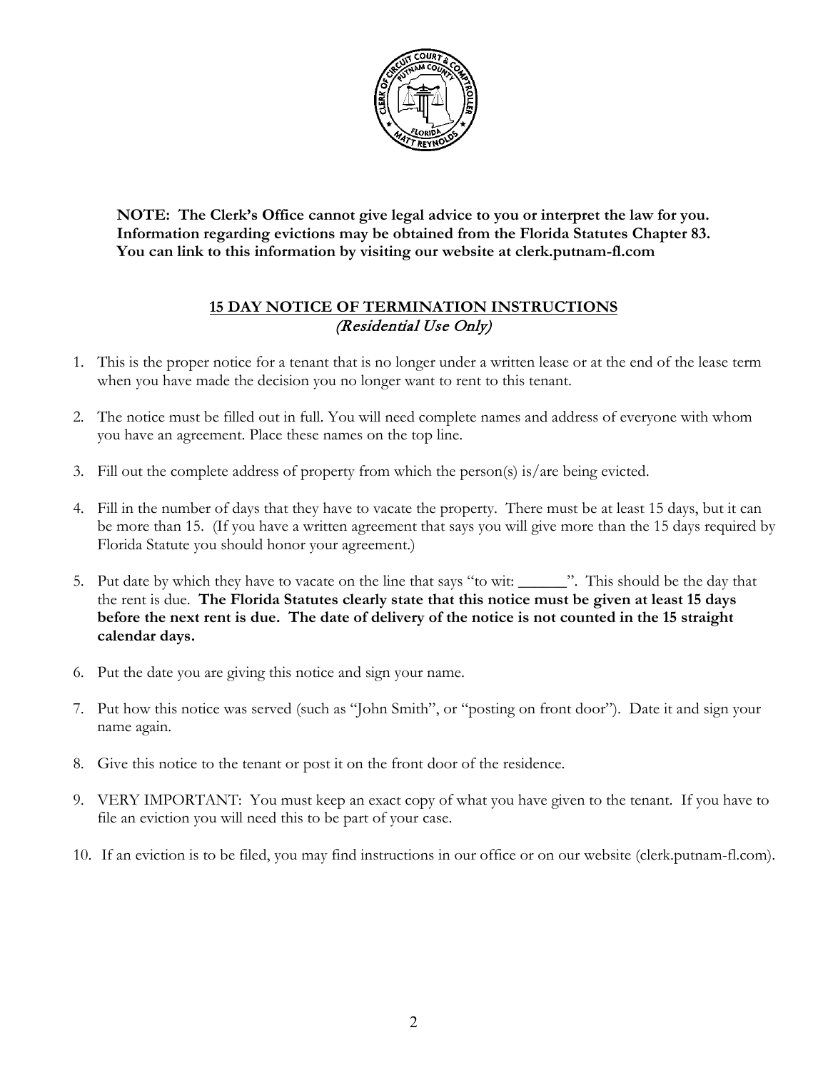**NOTE: The Clerk's Office cannot give legal advice to you or interpret the law for you. Information regarding evictions may be obtained from the Florida Statutes Chapter 83. You can link to this information by visiting our website at clerk.putnam-fl.com**

## 15 DAY NOTICE OF TERMINATION INSTRUCTIONS
*(Residential Use Only)*

1. This is the proper notice for a tenant that is no longer under a written lease or at the end of the lease term when you have made the decision you no longer want to rent to this tenant.
2. The notice must be filled out in full. You will need complete names and address of everyone with whom you have an agreement. Place these names on the top line.
3. Fill out the complete address of property from which the person(s) is/are being evicted.
4. Fill in the number of days that they have to vacate the property. There must be at least 15 days, but it can be more than 15. (If you have a written agreement that says you will give more than the 15 days required by Florida Statute you should honor your agreement.)
5. Put date by which they have to vacate on the line that says "to wit: ______". This should be the day that the rent is due. **The Florida Statutes clearly state that this notice must be given at least 15 days before the next rent is due. The date of delivery of the notice is not counted in the 15 straight calendar days.**
6. Put the date you are giving this notice and sign your name.
7. Put how this notice was served (such as "John Smith", or "posting on front door"). Date it and sign your name again.
8. Give this notice to the tenant or post it on the front door of the residence.
9. VERY IMPORTANT: You must keep an exact copy of what you have given to the tenant. If you have to file an eviction you will need this to be part of your case.
10. If an eviction is to be filed, you may find instructions in our office or on our website (clerk.putnam-fl.com).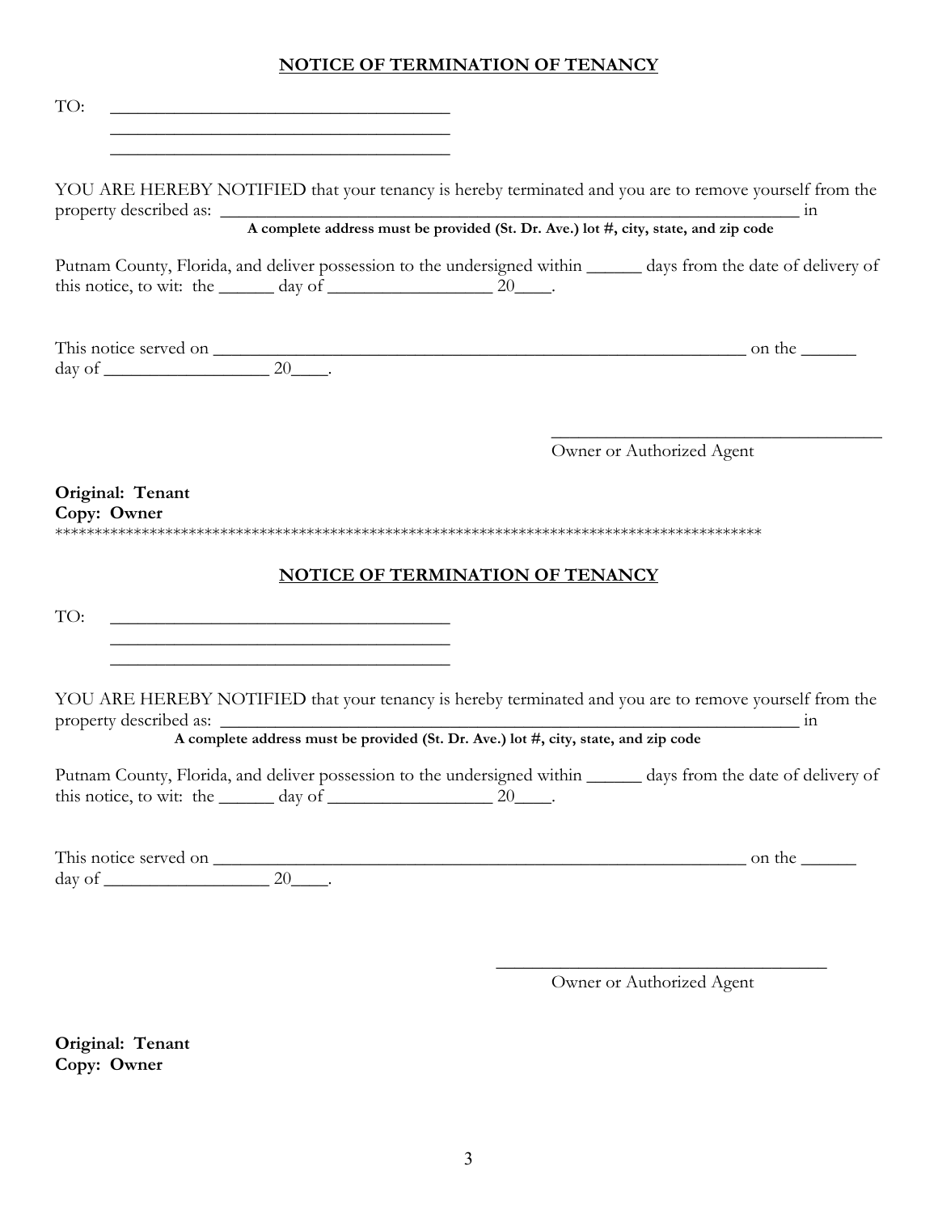## NOTICE OF TERMINATION OF TENANCY

TO: ______________________________________
______________________________________
______________________________________

YOU ARE HEREBY NOTIFIED that your tenancy is hereby terminated and you are to remove yourself from the property described as: _________________________________________________________________ in
**A complete address must be provided (St. Dr. Ave.) lot #, city, state, and zip code**

Putnam County, Florida, and deliver possession to the undersigned within ______ days from the date of delivery of this notice, to wit: the ______ day of __________________ 20____.

This notice served on ____________________________________________________________ on the ______ day of __________________ 20____.

_____________________________________
Owner or Authorized Agent

**Original: Tenant**
**Copy: Owner**

*******************************************************************************************

## NOTICE OF TERMINATION OF TENANCY

TO: ______________________________________
______________________________________
______________________________________

YOU ARE HEREBY NOTIFIED that your tenancy is hereby terminated and you are to remove yourself from the property described as: _________________________________________________________________ in
**A complete address must be provided (St. Dr. Ave.) lot #, city, state, and zip code**

Putnam County, Florida, and deliver possession to the undersigned within ______ days from the date of delivery of this notice, to wit: the ______ day of __________________ 20____.

This notice served on ____________________________________________________________ on the ______ day of __________________ 20____.

_____________________________________
Owner or Authorized Agent

**Original: Tenant**
**Copy: Owner**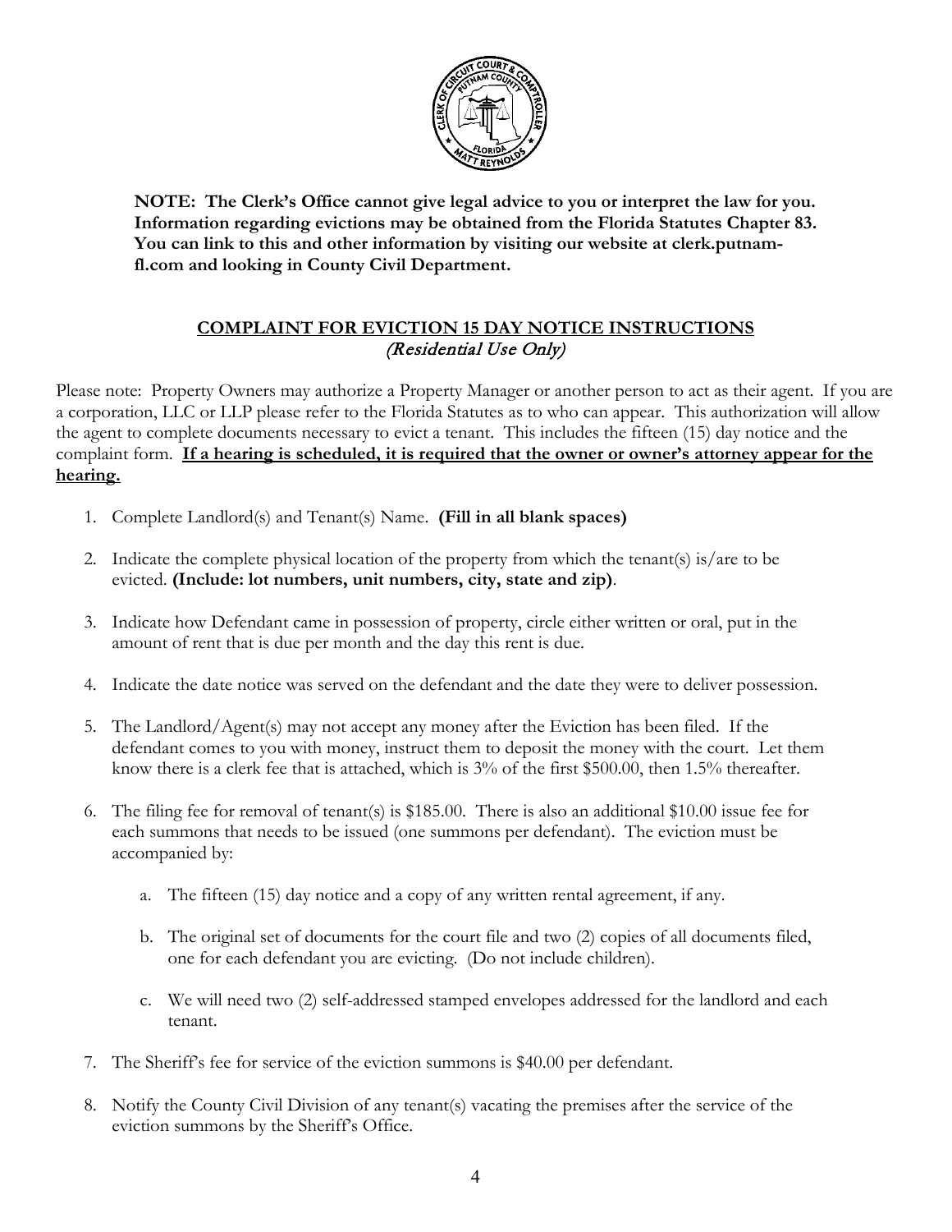**NOTE: The Clerk's Office cannot give legal advice to you or interpret the law for you. Information regarding evictions may be obtained from the Florida Statutes Chapter 83. You can link to this and other information by visiting our website at clerk.putnam-fl.com and looking in County Civil Department.**

## COMPLAINT FOR EVICTION 15 DAY NOTICE INSTRUCTIONS
*(Residential Use Only)*

Please note: Property Owners may authorize a Property Manager or another person to act as their agent. If you are a corporation, LLC or LLP please refer to the Florida Statutes as to who can appear. This authorization will allow the agent to complete documents necessary to evict a tenant. This includes the fifteen (15) day notice and the complaint form. **If a hearing is scheduled, it is required that the owner or owner's attorney appear for the hearing.**

1. Complete Landlord(s) and Tenant(s) Name. **(Fill in all blank spaces)**

2. Indicate the complete physical location of the property from which the tenant(s) is/are to be evicted. **(Include: lot numbers, unit numbers, city, state and zip)**.

3. Indicate how Defendant came in possession of property, circle either written or oral, put in the amount of rent that is due per month and the day this rent is due.

4. Indicate the date notice was served on the defendant and the date they were to deliver possession.

5. The Landlord/Agent(s) may not accept any money after the Eviction has been filed. If the defendant comes to you with money, instruct them to deposit the money with the court. Let them know there is a clerk fee that is attached, which is 3% of the first $500.00, then 1.5% thereafter.

6. The filing fee for removal of tenant(s) is $185.00. There is also an additional $10.00 issue fee for each summons that needs to be issued (one summons per defendant). The eviction must be accompanied by:

   a. The fifteen (15) day notice and a copy of any written rental agreement, if any.

   b. The original set of documents for the court file and two (2) copies of all documents filed, one for each defendant you are evicting. (Do not include children).

   c. We will need two (2) self-addressed stamped envelopes addressed for the landlord and each tenant.

7. The Sheriff's fee for service of the eviction summons is $40.00 per defendant.

8. Notify the County Civil Division of any tenant(s) vacating the premises after the service of the eviction summons by the Sheriff's Office.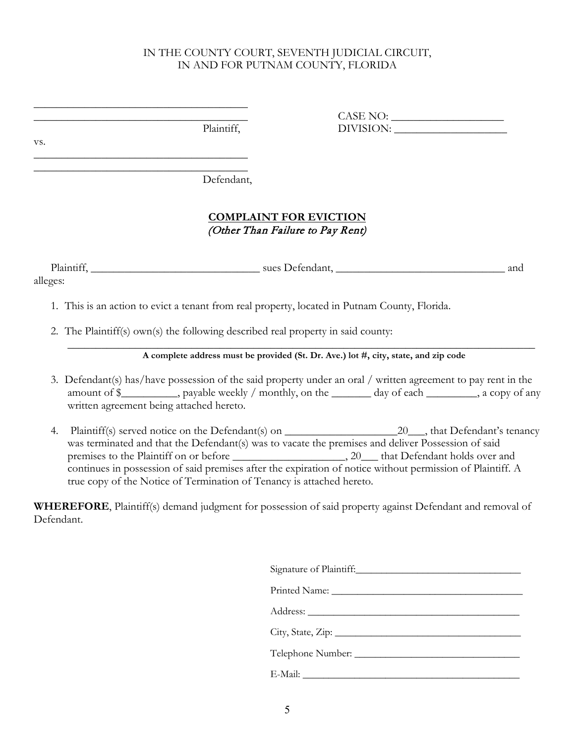IN THE COUNTY COURT, SEVENTH JUDICIAL CIRCUIT,
IN AND FOR PUTNAM COUNTY, FLORIDA

\_\_\_\_\_\_\_\_\_\_\_\_\_\_\_\_\_\_\_\_\_\_\_\_\_\_\_\_\_\_\_\_\_\_\_\_\_\_

\_\_\_\_\_\_\_\_\_\_\_\_\_\_\_\_\_\_\_\_\_\_\_\_\_\_\_\_\_\_\_\_\_\_\_\_\_\_ CASE NO: \_\_\_\_\_\_\_\_\_\_\_\_\_\_\_\_\_\_\_\_

Plaintiff, DIVISION: \_\_\_\_\_\_\_\_\_\_\_\_\_\_\_\_\_\_\_\_

vs.

\_\_\_\_\_\_\_\_\_\_\_\_\_\_\_\_\_\_\_\_\_\_\_\_\_\_\_\_\_\_\_\_\_\_\_\_\_\_

\_\_\_\_\_\_\_\_\_\_\_\_\_\_\_\_\_\_\_\_\_\_\_\_\_\_\_\_\_\_\_\_\_\_\_\_\_\_

Defendant,

**COMPLAINT FOR EVICTION**
*(Other Than Failure to Pay Rent)*

Plaintiff, \_\_\_\_\_\_\_\_\_\_\_\_\_\_\_\_\_\_\_\_\_\_\_\_\_\_\_\_\_\_\_ sues Defendant, \_\_\_\_\_\_\_\_\_\_\_\_\_\_\_\_\_\_\_\_\_\_\_\_\_\_\_\_\_\_\_ and alleges:

1. This is an action to evict a tenant from real property, located in Putnam County, Florida.

2. The Plaintiff(s) own(s) the following described real property in said county:
\_\_\_\_\_\_\_\_\_\_\_\_\_\_\_\_\_\_\_\_\_\_\_\_\_\_\_\_\_\_\_\_\_\_\_\_\_\_\_\_\_\_\_\_\_\_\_\_\_\_\_\_\_\_\_\_\_\_\_\_\_\_\_\_\_\_\_\_\_\_\_\_\_\_\_\_\_\_\_\_\_\_\_\_
**A complete address must be provided (St. Dr. Ave.) lot #, city, state, and zip code**

3. Defendant(s) has/have possession of the said property under an oral / written agreement to pay rent in the amount of $\_\_\_\_\_\_\_\_\_\_, payable weekly / monthly, on the \_\_\_\_\_\_\_ day of each \_\_\_\_\_\_\_\_\_, a copy of any written agreement being attached hereto.

4. Plaintiff(s) served notice on the Defendant(s) on \_\_\_\_\_\_\_\_\_\_\_\_\_\_\_\_\_\_\_\_20\_\_\_, that Defendant's tenancy was terminated and that the Defendant(s) was to vacate the premises and deliver Possession of said premises to the Plaintiff on or before \_\_\_\_\_\_\_\_\_\_\_\_\_\_\_\_\_\_\_\_, 20\_\_\_ that Defendant holds over and continues in possession of said premises after the expiration of notice without permission of Plaintiff. A true copy of the Notice of Termination of Tenancy is attached hereto.

**WHEREFORE**, Plaintiff(s) demand judgment for possession of said property against Defendant and removal of Defendant.

Signature of Plaintiff:\_\_\_\_\_\_\_\_\_\_\_\_\_\_\_\_\_\_\_\_\_\_\_\_\_\_\_\_\_\_\_\_

Printed Name: \_\_\_\_\_\_\_\_\_\_\_\_\_\_\_\_\_\_\_\_\_\_\_\_\_\_\_\_\_\_\_\_\_\_\_\_\_\_

Address: \_\_\_\_\_\_\_\_\_\_\_\_\_\_\_\_\_\_\_\_\_\_\_\_\_\_\_\_\_\_\_\_\_\_\_\_\_\_\_\_\_\_

City, State, Zip: \_\_\_\_\_\_\_\_\_\_\_\_\_\_\_\_\_\_\_\_\_\_\_\_\_\_\_\_\_\_\_\_\_\_\_\_\_

Telephone Number: \_\_\_\_\_\_\_\_\_\_\_\_\_\_\_\_\_\_\_\_\_\_\_\_\_\_\_\_\_\_\_\_\_

E-Mail: \_\_\_\_\_\_\_\_\_\_\_\_\_\_\_\_\_\_\_\_\_\_\_\_\_\_\_\_\_\_\_\_\_\_\_\_\_\_\_\_\_\_\_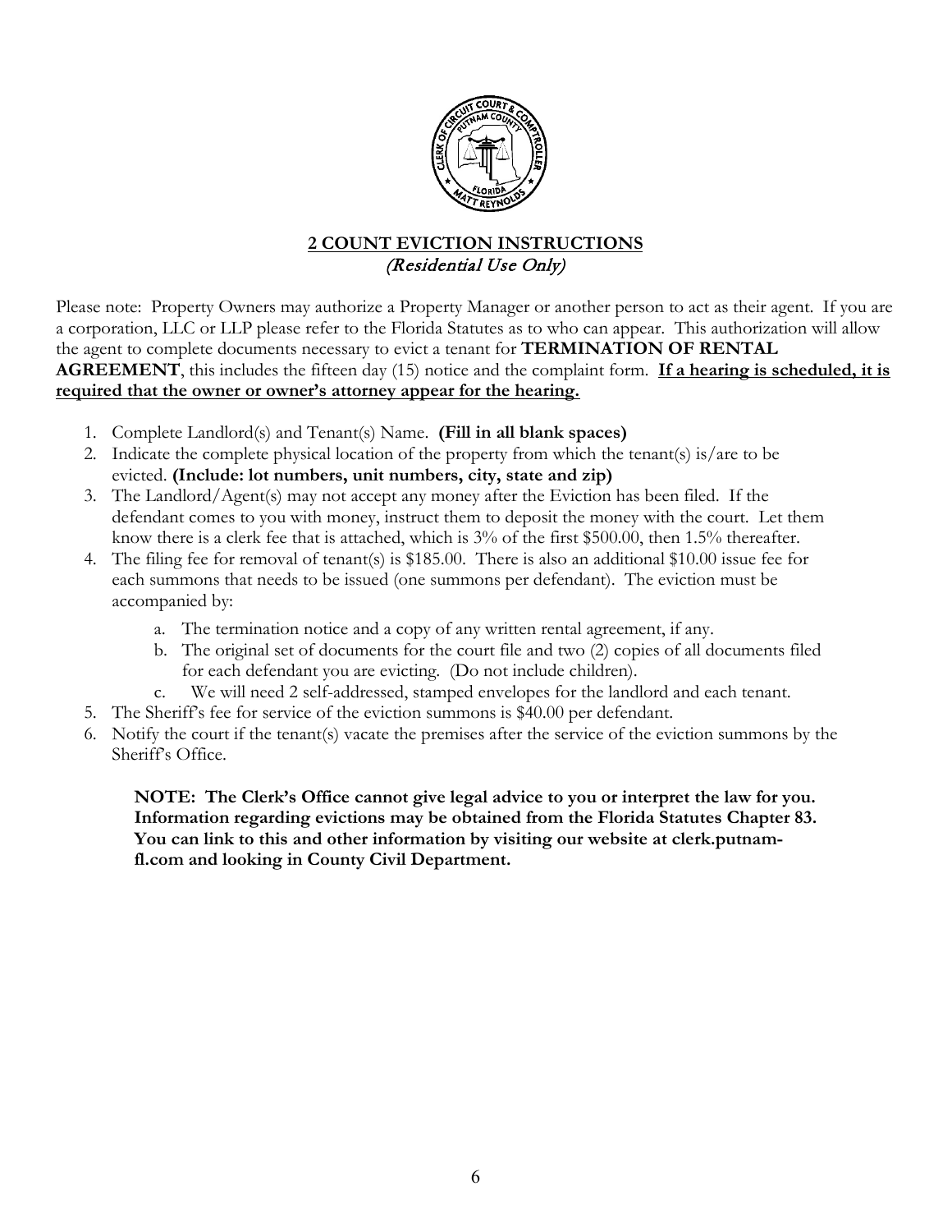## 2 COUNT EVICTION INSTRUCTIONS

*(Residential Use Only)*

Please note: Property Owners may authorize a Property Manager or another person to act as their agent. If you are a corporation, LLC or LLP please refer to the Florida Statutes as to who can appear. This authorization will allow the agent to complete documents necessary to evict a tenant for **TERMINATION OF RENTAL AGREEMENT**, this includes the fifteen day (15) notice and the complaint form. **If a hearing is scheduled, it is required that the owner or owner's attorney appear for the hearing.**

1. Complete Landlord(s) and Tenant(s) Name. **(Fill in all blank spaces)**
2. Indicate the complete physical location of the property from which the tenant(s) is/are to be evicted. **(Include: lot numbers, unit numbers, city, state and zip)**
3. The Landlord/Agent(s) may not accept any money after the Eviction has been filed. If the defendant comes to you with money, instruct them to deposit the money with the court. Let them know there is a clerk fee that is attached, which is 3% of the first $500.00, then 1.5% thereafter.
4. The filing fee for removal of tenant(s) is $185.00. There is also an additional $10.00 issue fee for each summons that needs to be issued (one summons per defendant). The eviction must be accompanied by:
   a. The termination notice and a copy of any written rental agreement, if any.
   b. The original set of documents for the court file and two (2) copies of all documents filed for each defendant you are evicting. (Do not include children).
   c. We will need 2 self-addressed, stamped envelopes for the landlord and each tenant.
5. The Sheriff's fee for service of the eviction summons is $40.00 per defendant.
6. Notify the court if the tenant(s) vacate the premises after the service of the eviction summons by the Sheriff's Office.

**NOTE: The Clerk's Office cannot give legal advice to you or interpret the law for you. Information regarding evictions may be obtained from the Florida Statutes Chapter 83. You can link to this and other information by visiting our website at clerk.putnam-fl.com and looking in County Civil Department.**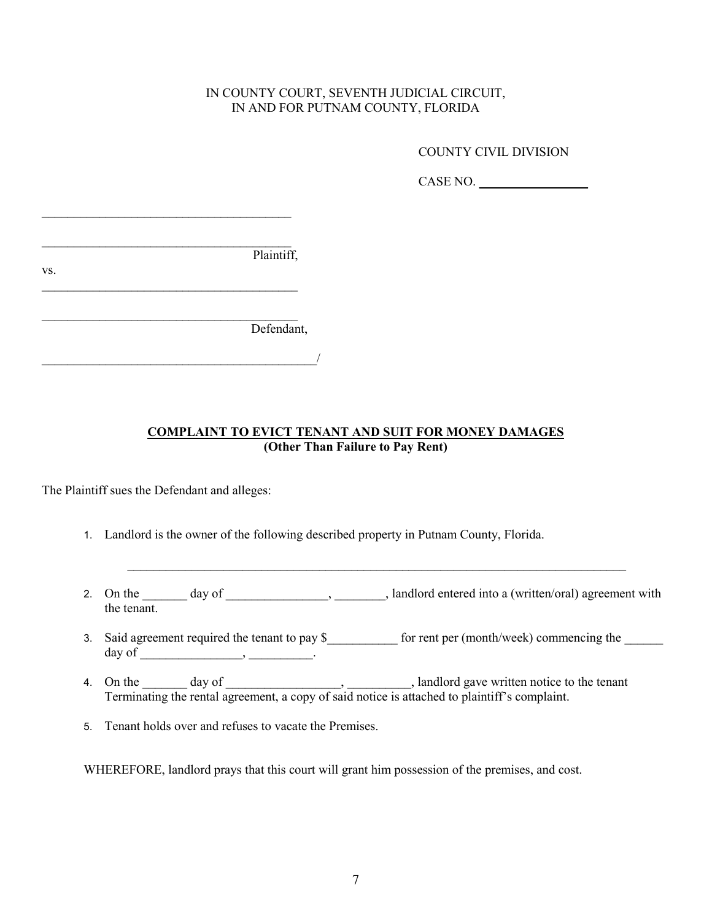IN COUNTY COURT, SEVENTH JUDICIAL CIRCUIT,
IN AND FOR PUTNAM COUNTY, FLORIDA

COUNTY CIVIL DIVISION

CASE NO. ________________

________________________________________

________________________________________
Plaintiff,

vs.

________________________________________

________________________________________
Defendant,

____________________________________________/

**COMPLAINT TO EVICT TENANT AND SUIT FOR MONEY DAMAGES**
**(Other Than Failure to Pay Rent)**

The Plaintiff sues the Defendant and alleges:

1. Landlord is the owner of the following described property in Putnam County, Florida.

   ________________________________________________________________________________

2. On the _______ day of ________________, ________, landlord entered into a (written/oral) agreement with the tenant.

3. Said agreement required the tenant to pay $___________ for rent per (month/week) commencing the ______ day of ________________, __________.

4. On the _______ day of __________________, __________, landlord gave written notice to the tenant Terminating the rental agreement, a copy of said notice is attached to plaintiff's complaint.

5. Tenant holds over and refuses to vacate the Premises.

WHEREFORE, landlord prays that this court will grant him possession of the premises, and cost.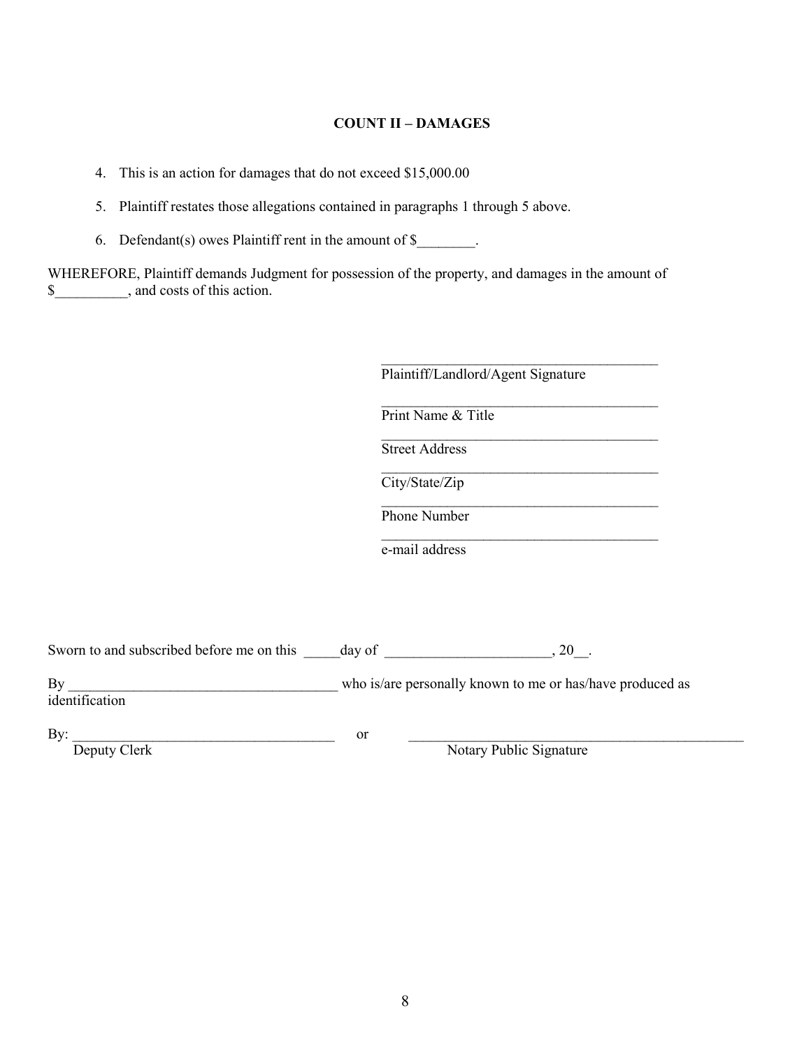### COUNT II – DAMAGES

4. This is an action for damages that do not exceed $15,000.00

5. Plaintiff restates those allegations contained in paragraphs 1 through 5 above.

6. Defendant(s) owes Plaintiff rent in the amount of $________.

WHEREFORE, Plaintiff demands Judgment for possession of the property, and damages in the amount of $__________, and costs of this action.

_______________________________________
Plaintiff/Landlord/Agent Signature

_______________________________________
Print Name & Title

_______________________________________
Street Address

_______________________________________
City/State/Zip

_______________________________________
Phone Number

_______________________________________
e-mail address

Sworn to and subscribed before me on this _____day of _______________________, 20__.

By _____________________________________ who is/are personally known to me or has/have produced as identification

By: ____________________________________ or _________________________________________________
Deputy Clerk Notary Public Signature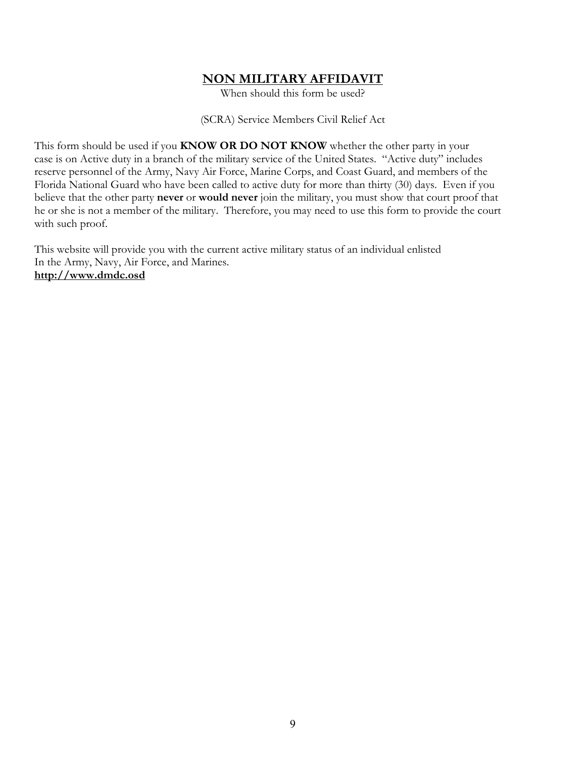# NON MILITARY AFFIDAVIT

When should this form be used?

(SCRA) Service Members Civil Relief Act

This form should be used if you **KNOW OR DO NOT KNOW** whether the other party in your case is on Active duty in a branch of the military service of the United States. "Active duty" includes reserve personnel of the Army, Navy Air Force, Marine Corps, and Coast Guard, and members of the Florida National Guard who have been called to active duty for more than thirty (30) days. Even if you believe that the other party **never** or **would never** join the military, you must show that court proof that he or she is not a member of the military. Therefore, you may need to use this form to provide the court with such proof.

This website will provide you with the current active military status of an individual enlisted In the Army, Navy, Air Force, and Marines.
**http://www.dmdc.osd**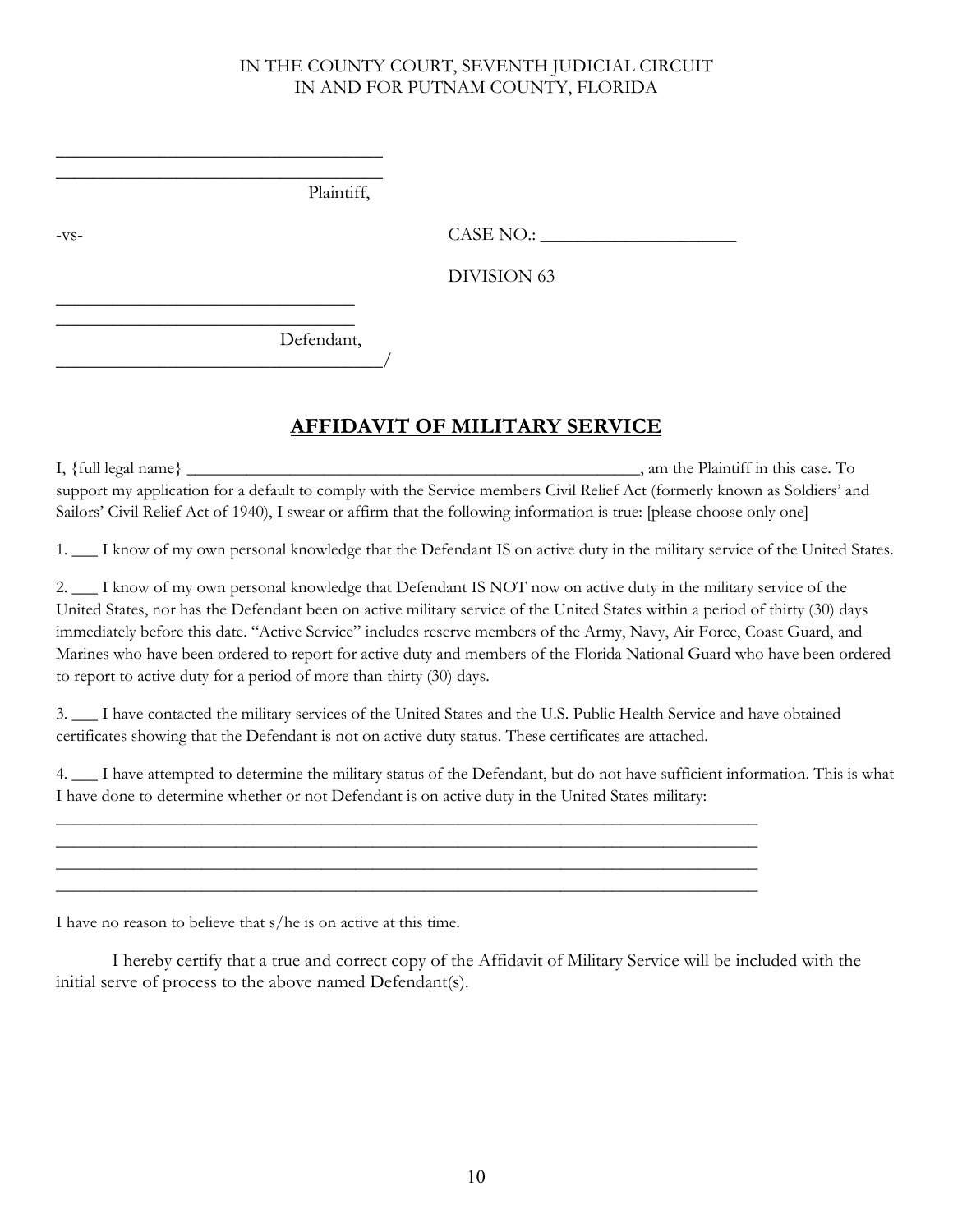IN THE COUNTY COURT, SEVENTH JUDICIAL CIRCUIT
IN AND FOR PUTNAM COUNTY, FLORIDA

\_\_\_\_\_\_\_\_\_\_\_\_\_\_\_\_\_\_\_\_\_\_\_\_\_\_\_\_\_\_\_\_\_\_\_\_
\_\_\_\_\_\_\_\_\_\_\_\_\_\_\_\_\_\_\_\_\_\_\_\_\_\_\_\_\_\_\_\_\_\_\_\_
Plaintiff,

-vs- CASE NO.: \_\_\_\_\_\_\_\_\_\_\_\_\_\_\_\_\_\_\_\_\_\_

DIVISION 63

\_\_\_\_\_\_\_\_\_\_\_\_\_\_\_\_\_\_\_\_\_\_\_\_\_\_\_\_\_\_\_\_\_
\_\_\_\_\_\_\_\_\_\_\_\_\_\_\_\_\_\_\_\_\_\_\_\_\_\_\_\_\_\_\_\_\_
Defendant,
\_\_\_\_\_\_\_\_\_\_\_\_\_\_\_\_\_\_\_\_\_\_\_\_\_\_\_\_\_\_\_\_\_\_\_\_/

# AFFIDAVIT OF MILITARY SERVICE

I, {full legal name} \_\_\_\_\_\_\_\_\_\_\_\_\_\_\_\_\_\_\_\_\_\_\_\_\_\_\_\_\_\_\_\_\_\_\_\_\_\_\_\_\_\_\_\_\_\_\_\_\_\_\_\_\_, am the Plaintiff in this case. To support my application for a default to comply with the Service members Civil Relief Act (formerly known as Soldiers' and Sailors' Civil Relief Act of 1940), I swear or affirm that the following information is true: [please choose only one]

1. \_\_\_ I know of my own personal knowledge that the Defendant IS on active duty in the military service of the United States.

2. \_\_\_ I know of my own personal knowledge that Defendant IS NOT now on active duty in the military service of the United States, nor has the Defendant been on active military service of the United States within a period of thirty (30) days immediately before this date. "Active Service" includes reserve members of the Army, Navy, Air Force, Coast Guard, and Marines who have been ordered to report for active duty and members of the Florida National Guard who have been ordered to report to active duty for a period of more than thirty (30) days.

3. \_\_\_ I have contacted the military services of the United States and the U.S. Public Health Service and have obtained certificates showing that the Defendant is not on active duty status. These certificates are attached.

4. \_\_\_ I have attempted to determine the military status of the Defendant, but do not have sufficient information. This is what I have done to determine whether or not Defendant is on active duty in the United States military:
\_\_\_\_\_\_\_\_\_\_\_\_\_\_\_\_\_\_\_\_\_\_\_\_\_\_\_\_\_\_\_\_\_\_\_\_\_\_\_\_\_\_\_\_\_\_\_\_\_\_\_\_\_\_\_\_\_\_\_\_\_\_\_\_\_\_\_\_\_\_\_\_\_\_\_\_\_\_
\_\_\_\_\_\_\_\_\_\_\_\_\_\_\_\_\_\_\_\_\_\_\_\_\_\_\_\_\_\_\_\_\_\_\_\_\_\_\_\_\_\_\_\_\_\_\_\_\_\_\_\_\_\_\_\_\_\_\_\_\_\_\_\_\_\_\_\_\_\_\_\_\_\_\_\_\_\_
\_\_\_\_\_\_\_\_\_\_\_\_\_\_\_\_\_\_\_\_\_\_\_\_\_\_\_\_\_\_\_\_\_\_\_\_\_\_\_\_\_\_\_\_\_\_\_\_\_\_\_\_\_\_\_\_\_\_\_\_\_\_\_\_\_\_\_\_\_\_\_\_\_\_\_\_\_\_
\_\_\_\_\_\_\_\_\_\_\_\_\_\_\_\_\_\_\_\_\_\_\_\_\_\_\_\_\_\_\_\_\_\_\_\_\_\_\_\_\_\_\_\_\_\_\_\_\_\_\_\_\_\_\_\_\_\_\_\_\_\_\_\_\_\_\_\_\_\_\_\_\_\_\_\_\_\_

I have no reason to believe that s/he is on active at this time.

I hereby certify that a true and correct copy of the Affidavit of Military Service will be included with the initial serve of process to the above named Defendant(s).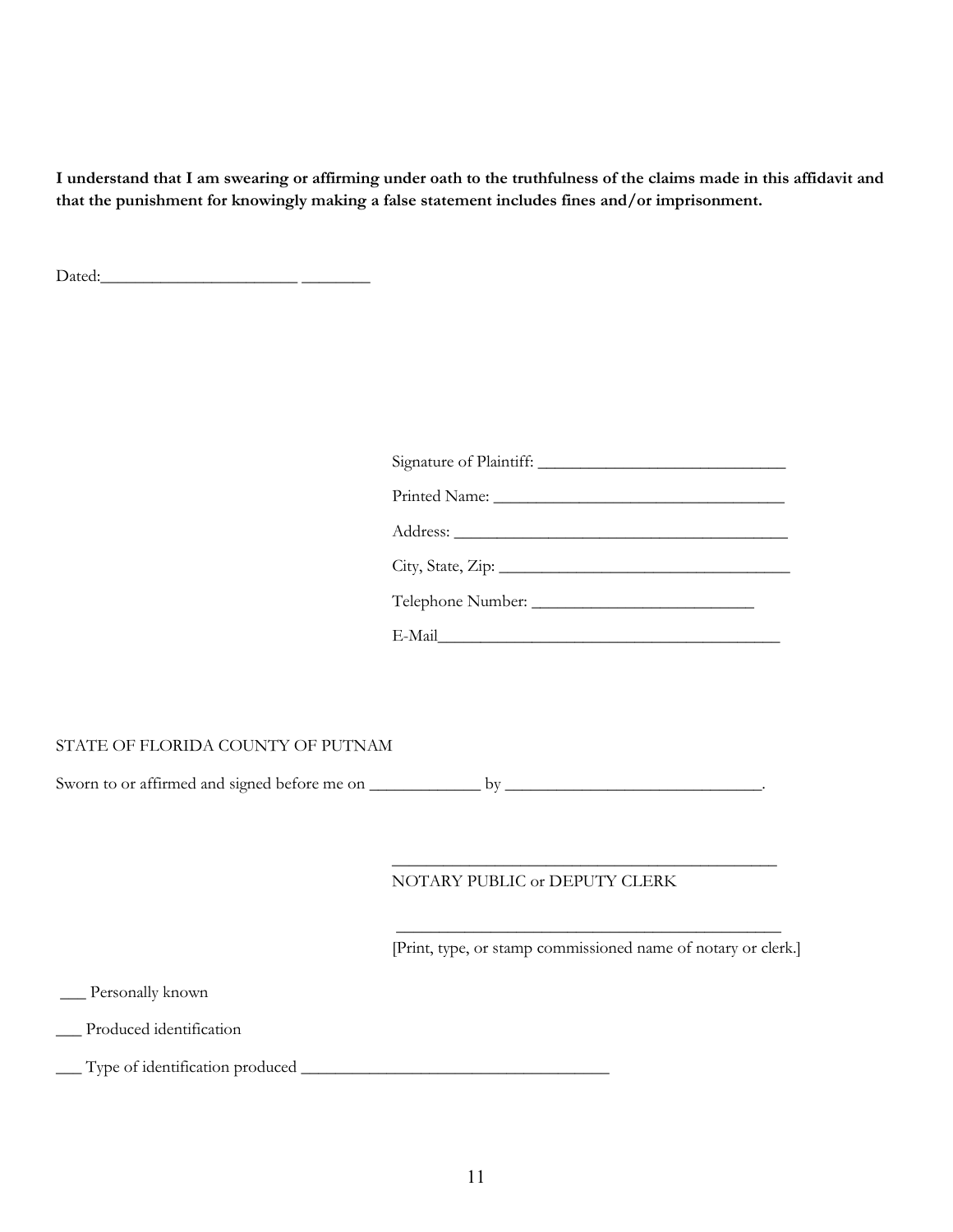**I understand that I am swearing or affirming under oath to the truthfulness of the claims made in this affidavit and that the punishment for knowingly making a false statement includes fines and/or imprisonment.**

Dated:______________________ ________

Signature of Plaintiff: ____________________________

Printed Name: _________________________________

Address: ______________________________________

City, State, Zip: _________________________________

Telephone Number: _________________________

E-Mail________________________________________

STATE OF FLORIDA COUNTY OF PUTNAM

Sworn to or affirmed and signed before me on _____________ by _____________________________.

_____________________________________________
NOTARY PUBLIC or DEPUTY CLERK

_____________________________________________
[Print, type, or stamp commissioned name of notary or clerk.]

___ Personally known

___ Produced identification

___ Type of identification produced ___________________________________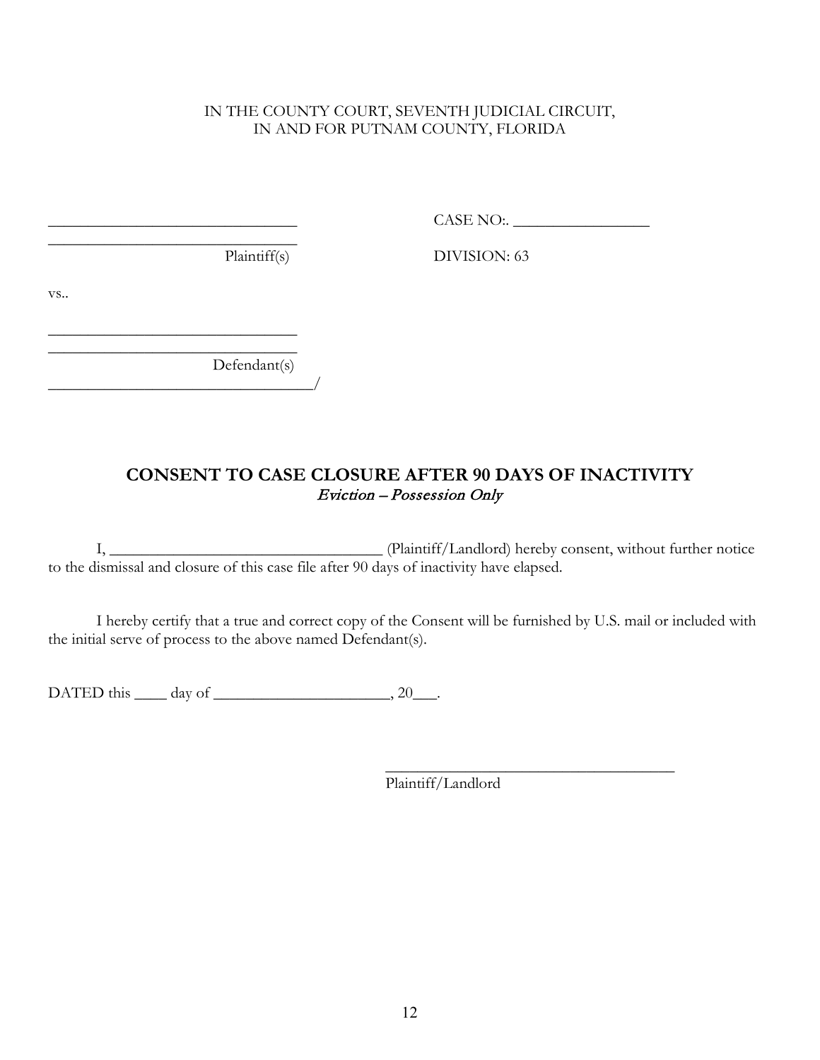IN THE COUNTY COURT, SEVENTH JUDICIAL CIRCUIT,
IN AND FOR PUTNAM COUNTY, FLORIDA

_______________________________
_______________________________
Plaintiff(s)

CASE NO:. _________________

DIVISION: 63

vs..

_______________________________
_______________________________
Defendant(s)
_________________________________/

## CONSENT TO CASE CLOSURE AFTER 90 DAYS OF INACTIVITY

*Eviction – Possession Only*

I, ___________________________________ (Plaintiff/Landlord) hereby consent, without further notice to the dismissal and closure of this case file after 90 days of inactivity have elapsed.

I hereby certify that a true and correct copy of the Consent will be furnished by U.S. mail or included with the initial serve of process to the above named Defendant(s).

DATED this ____ day of ______________________, 20___.

_____________________________________
Plaintiff/Landlord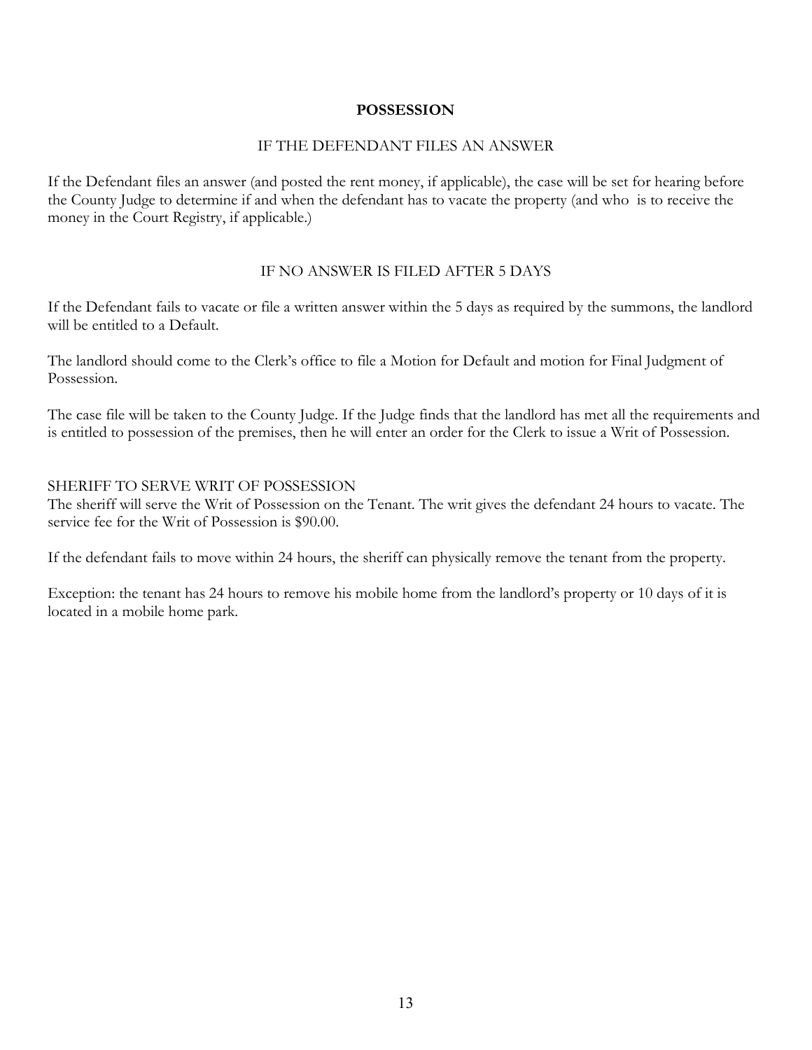## POSSESSION

### IF THE DEFENDANT FILES AN ANSWER

If the Defendant files an answer (and posted the rent money, if applicable), the case will be set for hearing before the County Judge to determine if and when the defendant has to vacate the property (and who is to receive the money in the Court Registry, if applicable.)

### IF NO ANSWER IS FILED AFTER 5 DAYS

If the Defendant fails to vacate or file a written answer within the 5 days as required by the summons, the landlord will be entitled to a Default.

The landlord should come to the Clerk's office to file a Motion for Default and motion for Final Judgment of Possession.

The case file will be taken to the County Judge. If the Judge finds that the landlord has met all the requirements and is entitled to possession of the premises, then he will enter an order for the Clerk to issue a Writ of Possession.

SHERIFF TO SERVE WRIT OF POSSESSION

The sheriff will serve the Writ of Possession on the Tenant. The writ gives the defendant 24 hours to vacate. The service fee for the Writ of Possession is $90.00.

If the defendant fails to move within 24 hours, the sheriff can physically remove the tenant from the property.

Exception: the tenant has 24 hours to remove his mobile home from the landlord's property or 10 days of it is located in a mobile home park.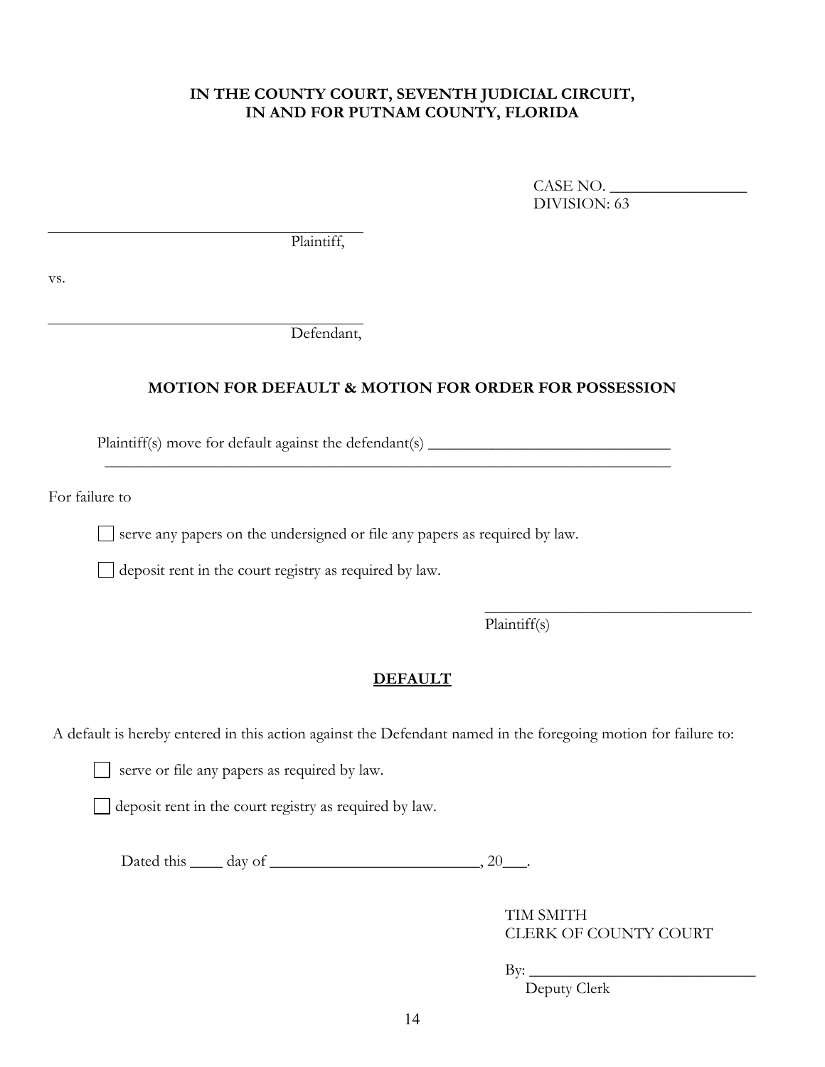**IN THE COUNTY COURT, SEVENTH JUDICIAL CIRCUIT,**
**IN AND FOR PUTNAM COUNTY, FLORIDA**

CASE NO. ________________
DIVISION: 63

________________________________________
Plaintiff,

vs.

________________________________________
Defendant,

**MOTION FOR DEFAULT & MOTION FOR ORDER FOR POSSESSION**

Plaintiff(s) move for default against the defendant(s) ______________________________
______________________________________________________________________

For failure to

☐ serve any papers on the undersigned or file any papers as required by law.

☐ deposit rent in the court registry as required by law.

________________________________
Plaintiff(s)

**DEFAULT**

A default is hereby entered in this action against the Defendant named in the foregoing motion for failure to:

☐ serve or file any papers as required by law.

☐ deposit rent in the court registry as required by law.

Dated this ____ day of ________________________, 20___.

TIM SMITH
CLERK OF COUNTY COURT

By: ____________________________
Deputy Clerk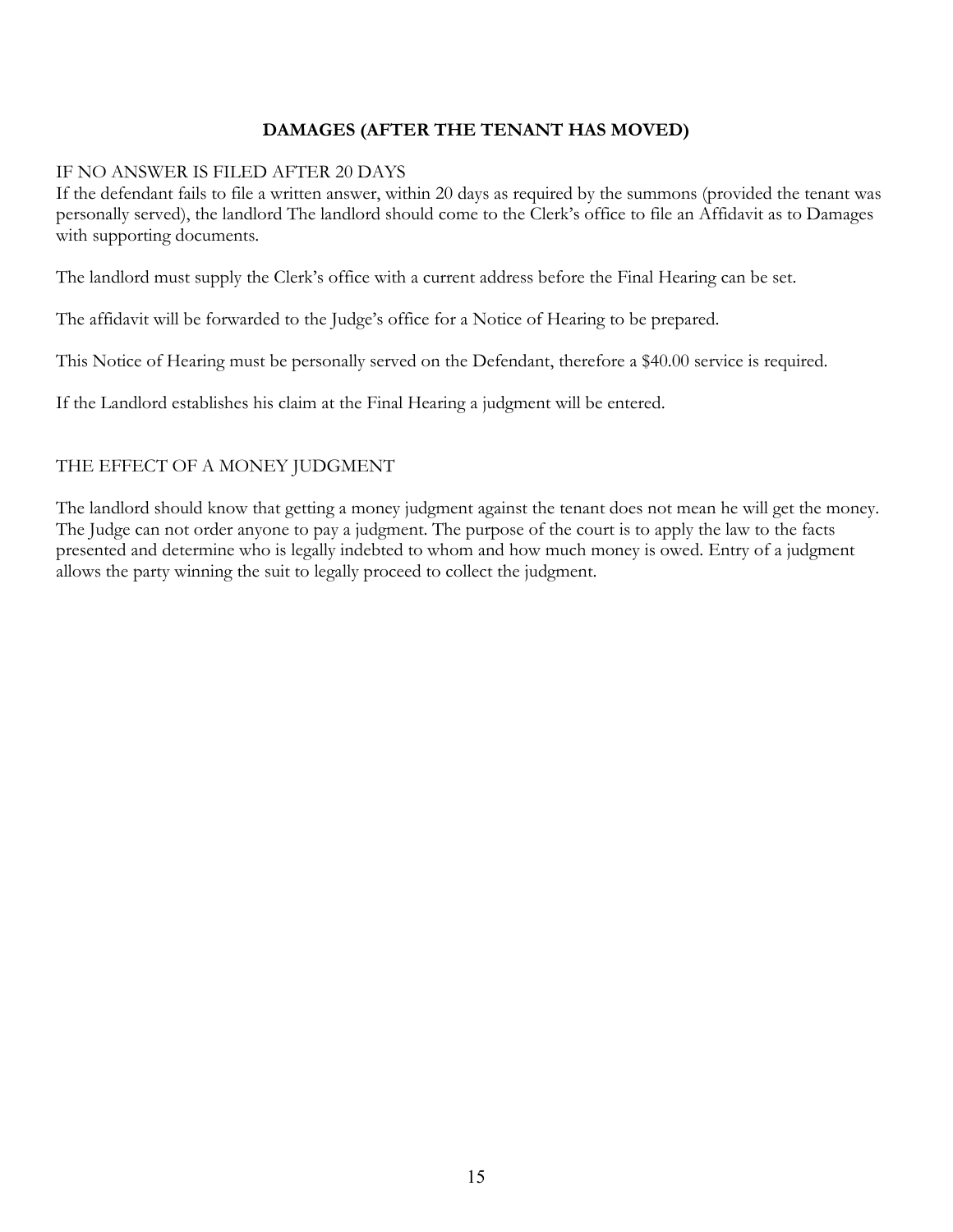## DAMAGES (AFTER THE TENANT HAS MOVED)

IF NO ANSWER IS FILED AFTER 20 DAYS

If the defendant fails to file a written answer, within 20 days as required by the summons (provided the tenant was personally served), the landlord The landlord should come to the Clerk's office to file an Affidavit as to Damages with supporting documents.

The landlord must supply the Clerk's office with a current address before the Final Hearing can be set.

The affidavit will be forwarded to the Judge's office for a Notice of Hearing to be prepared.

This Notice of Hearing must be personally served on the Defendant, therefore a $40.00 service is required.

If the Landlord establishes his claim at the Final Hearing a judgment will be entered.

THE EFFECT OF A MONEY JUDGMENT

The landlord should know that getting a money judgment against the tenant does not mean he will get the money. The Judge can not order anyone to pay a judgment. The purpose of the court is to apply the law to the facts presented and determine who is legally indebted to whom and how much money is owed. Entry of a judgment allows the party winning the suit to legally proceed to collect the judgment.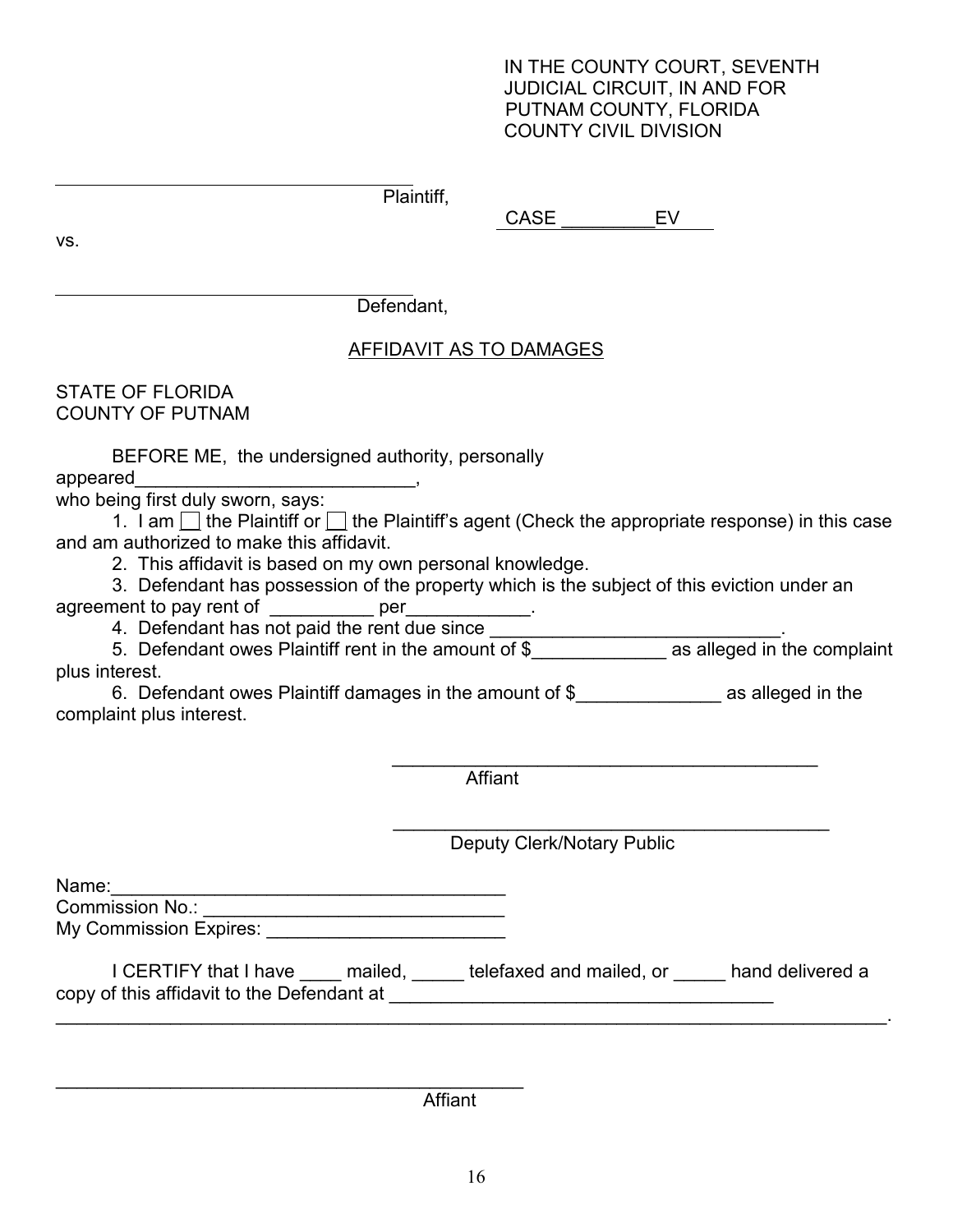IN THE COUNTY COURT, SEVENTH JUDICIAL CIRCUIT, IN AND FOR PUTNAM COUNTY, FLORIDA
COUNTY CIVIL DIVISION

___________________________________ Plaintiff,

CASE _________EV

vs.

___________________________________ Defendant,

## AFFIDAVIT AS TO DAMAGES

STATE OF FLORIDA
COUNTY OF PUTNAM

BEFORE ME, the undersigned authority, personally appeared___________________________, who being first duly sworn, says:

1. I am ☐ the Plaintiff or ☐ the Plaintiff's agent (Check the appropriate response) in this case and am authorized to make this affidavit.
2. This affidavit is based on my own personal knowledge.
3. Defendant has possession of the property which is the subject of this eviction under an agreement to pay rent of __________ per____________.
4. Defendant has not paid the rent due since ____________________________.
5. Defendant owes Plaintiff rent in the amount of $_____________ as alleged in the complaint plus interest.
6. Defendant owes Plaintiff damages in the amount of $______________ as alleged in the complaint plus interest.

_________________________________________
Affiant

_________________________________________
Deputy Clerk/Notary Public

Name:_______________________________________
Commission No.: ______________________________
My Commission Expires: _______________________

I CERTIFY that I have ____ mailed, _____ telefaxed and mailed, or _____ hand delivered a copy of this affidavit to the Defendant at ______________________________________
_______________________________________________________________________________.

_____________________________________________
Affiant